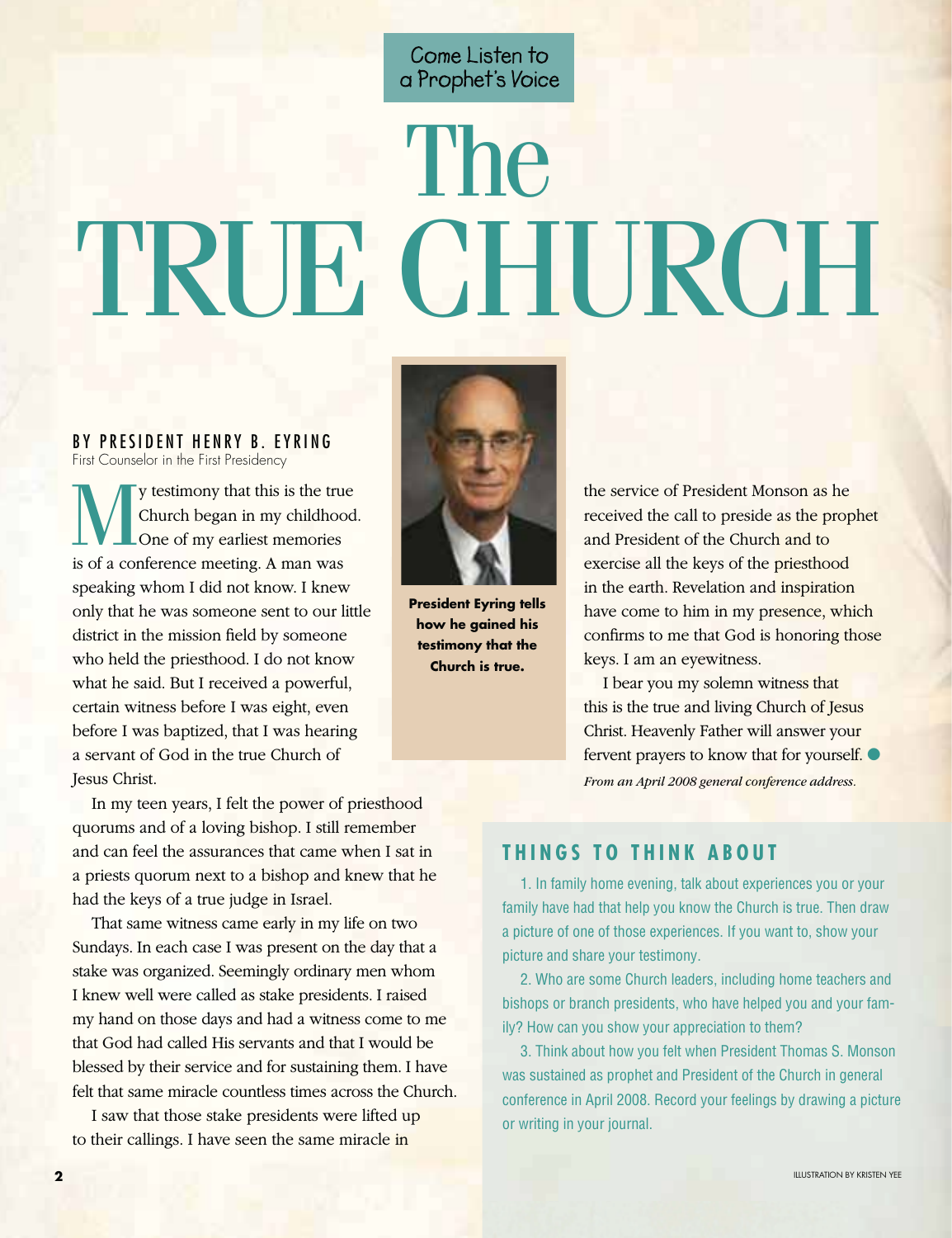Come Listen to a Prophet's Voice

# The TRUE CHURCH

BY PRESIDENT HENRY B. EYRING
First Counselor in the First Presidency

President Eyring tells how he gained his testimony that the Church is true.

My testimony that this is the true Church began in my childhood. One of my earliest memories is of a conference meeting. A man was speaking whom I did not know. I knew only that he was someone sent to our little district in the mission field by someone who held the priesthood. I do not know what he said. But I received a powerful, certain witness before I was eight, even before I was baptized, that I was hearing a servant of God in the true Church of Jesus Christ.

In my teen years, I felt the power of priesthood quorums and of a loving bishop. I still remember and can feel the assurances that came when I sat in a priests quorum next to a bishop and knew that he had the keys of a true judge in Israel.

That same witness came early in my life on two Sundays. In each case I was present on the day that a stake was organized. Seemingly ordinary men whom I knew well were called as stake presidents. I raised my hand on those days and had a witness come to me that God had called His servants and that I would be blessed by their service and for sustaining them. I have felt that same miracle countless times across the Church.

I saw that those stake presidents were lifted up to their callings. I have seen the same miracle in the service of President Monson as he received the call to preside as the prophet and President of the Church and to exercise all the keys of the priesthood in the earth. Revelation and inspiration have come to him in my presence, which confirms to me that God is honoring those keys. I am an eyewitness.

I bear you my solemn witness that this is the true and living Church of Jesus Christ. Heavenly Father will answer your fervent prayers to know that for yourself. ●

*From an April 2008 general conference address.*

## THINGS TO THINK ABOUT

1. In family home evening, talk about experiences you or your family have had that help you know the Church is true. Then draw a picture of one of those experiences. If you want to, show your picture and share your testimony.

2. Who are some Church leaders, including home teachers and bishops or branch presidents, who have helped you and your family? How can you show your appreciation to them?

3. Think about how you felt when President Thomas S. Monson was sustained as prophet and President of the Church in general conference in April 2008. Record your feelings by drawing a picture or writing in your journal.

ILLUSTRATION BY KRISTEN YEE